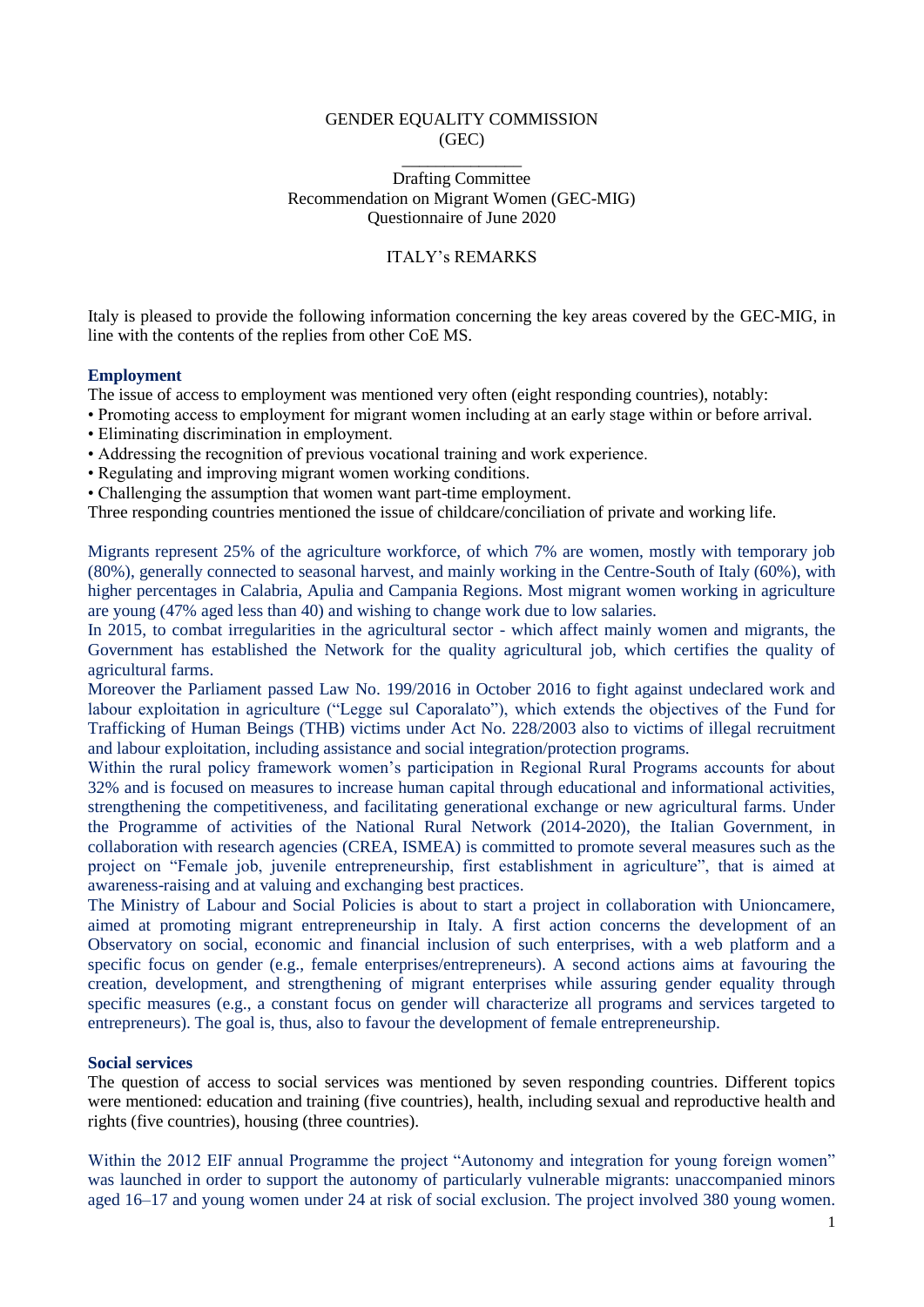GENDER EQUALITY COMMISSION
(GEC)

______________

Drafting Committee
Recommendation on Migrant Women (GEC-MIG)
Questionnaire of June 2020

ITALY's REMARKS

Italy is pleased to provide the following information concerning the key areas covered by the GEC-MIG, in line with the contents of the replies from other CoE MS.

## Employment

The issue of access to employment was mentioned very often (eight responding countries), notably:

- Promoting access to employment for migrant women including at an early stage within or before arrival.
- Eliminating discrimination in employment.
- Addressing the recognition of previous vocational training and work experience.
- Regulating and improving migrant women working conditions.
- Challenging the assumption that women want part-time employment.

Three responding countries mentioned the issue of childcare/conciliation of private and working life.

Migrants represent 25% of the agriculture workforce, of which 7% are women, mostly with temporary job (80%), generally connected to seasonal harvest, and mainly working in the Centre-South of Italy (60%), with higher percentages in Calabria, Apulia and Campania Regions. Most migrant women working in agriculture are young (47% aged less than 40) and wishing to change work due to low salaries.

In 2015, to combat irregularities in the agricultural sector - which affect mainly women and migrants, the Government has established the Network for the quality agricultural job, which certifies the quality of agricultural farms.

Moreover the Parliament passed Law No. 199/2016 in October 2016 to fight against undeclared work and labour exploitation in agriculture ("Legge sul Caporalato"), which extends the objectives of the Fund for Trafficking of Human Beings (THB) victims under Act No. 228/2003 also to victims of illegal recruitment and labour exploitation, including assistance and social integration/protection programs.

Within the rural policy framework women's participation in Regional Rural Programs accounts for about 32% and is focused on measures to increase human capital through educational and informational activities, strengthening the competitiveness, and facilitating generational exchange or new agricultural farms. Under the Programme of activities of the National Rural Network (2014-2020), the Italian Government, in collaboration with research agencies (CREA, ISMEA) is committed to promote several measures such as the project on "Female job, juvenile entrepreneurship, first establishment in agriculture", that is aimed at awareness-raising and at valuing and exchanging best practices.

The Ministry of Labour and Social Policies is about to start a project in collaboration with Unioncamere, aimed at promoting migrant entrepreneurship in Italy. A first action concerns the development of an Observatory on social, economic and financial inclusion of such enterprises, with a web platform and a specific focus on gender (e.g., female enterprises/entrepreneurs). A second actions aims at favouring the creation, development, and strengthening of migrant enterprises while assuring gender equality through specific measures (e.g., a constant focus on gender will characterize all programs and services targeted to entrepreneurs). The goal is, thus, also to favour the development of female entrepreneurship.

## Social services

The question of access to social services was mentioned by seven responding countries. Different topics were mentioned: education and training (five countries), health, including sexual and reproductive health and rights (five countries), housing (three countries).

Within the 2012 EIF annual Programme the project "Autonomy and integration for young foreign women" was launched in order to support the autonomy of particularly vulnerable migrants: unaccompanied minors aged 16–17 and young women under 24 at risk of social exclusion. The project involved 380 young women.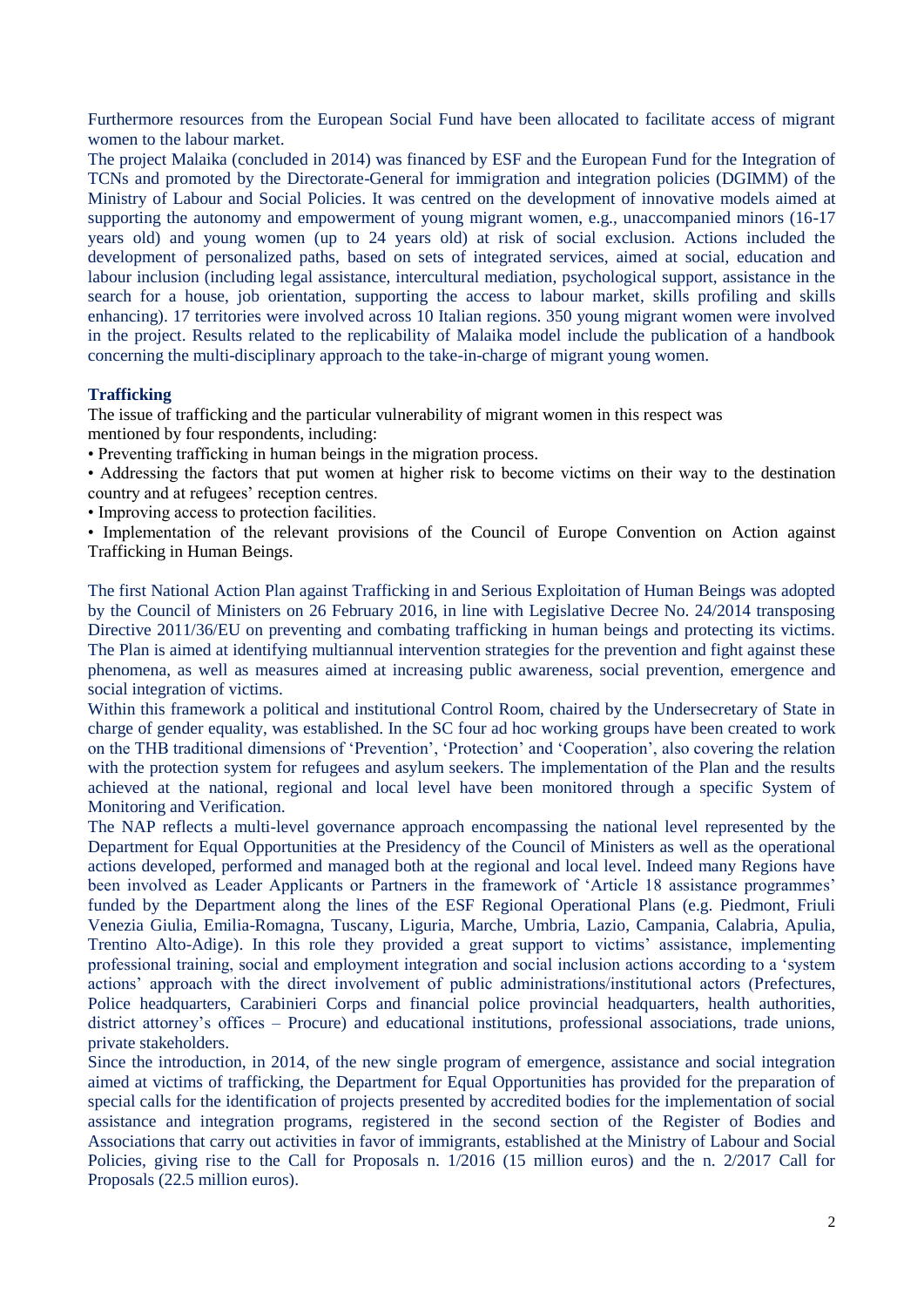Furthermore resources from the European Social Fund have been allocated to facilitate access of migrant women to the labour market.

The project Malaika (concluded in 2014) was financed by ESF and the European Fund for the Integration of TCNs and promoted by the Directorate-General for immigration and integration policies (DGIMM) of the Ministry of Labour and Social Policies. It was centred on the development of innovative models aimed at supporting the autonomy and empowerment of young migrant women, e.g., unaccompanied minors (16-17 years old) and young women (up to 24 years old) at risk of social exclusion. Actions included the development of personalized paths, based on sets of integrated services, aimed at social, education and labour inclusion (including legal assistance, intercultural mediation, psychological support, assistance in the search for a house, job orientation, supporting the access to labour market, skills profiling and skills enhancing). 17 territories were involved across 10 Italian regions. 350 young migrant women were involved in the project. Results related to the replicability of Malaika model include the publication of a handbook concerning the multi-disciplinary approach to the take-in-charge of migrant young women.

**Trafficking**

The issue of trafficking and the particular vulnerability of migrant women in this respect was mentioned by four respondents, including:

- Preventing trafficking in human beings in the migration process.
- Addressing the factors that put women at higher risk to become victims on their way to the destination country and at refugees' reception centres.
- Improving access to protection facilities.
- Implementation of the relevant provisions of the Council of Europe Convention on Action against Trafficking in Human Beings.

The first National Action Plan against Trafficking in and Serious Exploitation of Human Beings was adopted by the Council of Ministers on 26 February 2016, in line with Legislative Decree No. 24/2014 transposing Directive 2011/36/EU on preventing and combating trafficking in human beings and protecting its victims. The Plan is aimed at identifying multiannual intervention strategies for the prevention and fight against these phenomena, as well as measures aimed at increasing public awareness, social prevention, emergence and social integration of victims.

Within this framework a political and institutional Control Room, chaired by the Undersecretary of State in charge of gender equality, was established. In the SC four ad hoc working groups have been created to work on the THB traditional dimensions of 'Prevention', 'Protection' and 'Cooperation', also covering the relation with the protection system for refugees and asylum seekers. The implementation of the Plan and the results achieved at the national, regional and local level have been monitored through a specific System of Monitoring and Verification.

The NAP reflects a multi-level governance approach encompassing the national level represented by the Department for Equal Opportunities at the Presidency of the Council of Ministers as well as the operational actions developed, performed and managed both at the regional and local level. Indeed many Regions have been involved as Leader Applicants or Partners in the framework of 'Article 18 assistance programmes' funded by the Department along the lines of the ESF Regional Operational Plans (e.g. Piedmont, Friuli Venezia Giulia, Emilia-Romagna, Tuscany, Liguria, Marche, Umbria, Lazio, Campania, Calabria, Apulia, Trentino Alto-Adige). In this role they provided a great support to victims' assistance, implementing professional training, social and employment integration and social inclusion actions according to a 'system actions' approach with the direct involvement of public administrations/institutional actors (Prefectures, Police headquarters, Carabinieri Corps and financial police provincial headquarters, health authorities, district attorney's offices – Procure) and educational institutions, professional associations, trade unions, private stakeholders.

Since the introduction, in 2014, of the new single program of emergence, assistance and social integration aimed at victims of trafficking, the Department for Equal Opportunities has provided for the preparation of special calls for the identification of projects presented by accredited bodies for the implementation of social assistance and integration programs, registered in the second section of the Register of Bodies and Associations that carry out activities in favor of immigrants, established at the Ministry of Labour and Social Policies, giving rise to the Call for Proposals n. 1/2016 (15 million euros) and the n. 2/2017 Call for Proposals (22.5 million euros).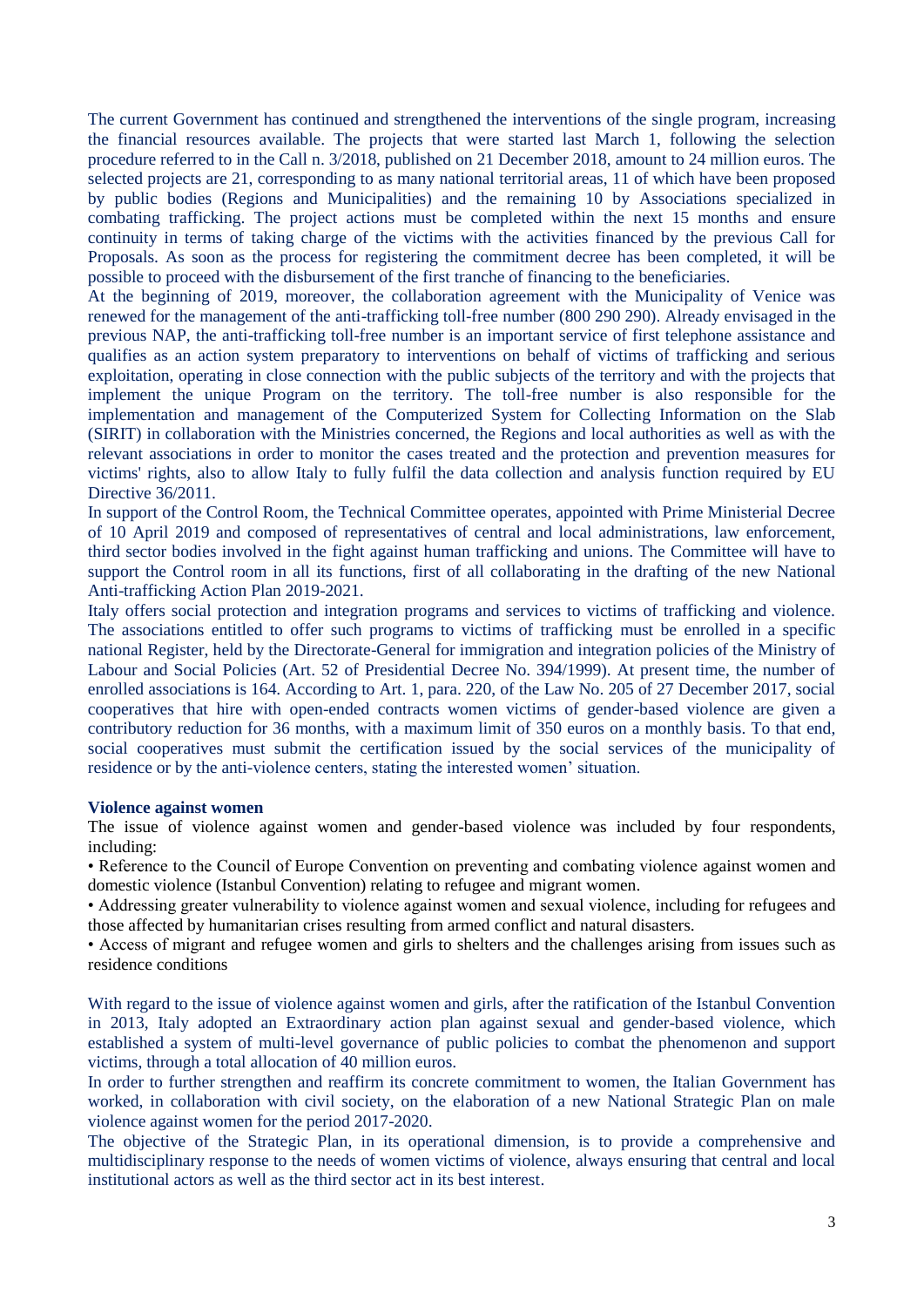The current Government has continued and strengthened the interventions of the single program, increasing the financial resources available. The projects that were started last March 1, following the selection procedure referred to in the Call n. 3/2018, published on 21 December 2018, amount to 24 million euros. The selected projects are 21, corresponding to as many national territorial areas, 11 of which have been proposed by public bodies (Regions and Municipalities) and the remaining 10 by Associations specialized in combating trafficking. The project actions must be completed within the next 15 months and ensure continuity in terms of taking charge of the victims with the activities financed by the previous Call for Proposals. As soon as the process for registering the commitment decree has been completed, it will be possible to proceed with the disbursement of the first tranche of financing to the beneficiaries.

At the beginning of 2019, moreover, the collaboration agreement with the Municipality of Venice was renewed for the management of the anti-trafficking toll-free number (800 290 290). Already envisaged in the previous NAP, the anti-trafficking toll-free number is an important service of first telephone assistance and qualifies as an action system preparatory to interventions on behalf of victims of trafficking and serious exploitation, operating in close connection with the public subjects of the territory and with the projects that implement the unique Program on the territory. The toll-free number is also responsible for the implementation and management of the Computerized System for Collecting Information on the Slab (SIRIT) in collaboration with the Ministries concerned, the Regions and local authorities as well as with the relevant associations in order to monitor the cases treated and the protection and prevention measures for victims' rights, also to allow Italy to fully fulfil the data collection and analysis function required by EU Directive 36/2011.

In support of the Control Room, the Technical Committee operates, appointed with Prime Ministerial Decree of 10 April 2019 and composed of representatives of central and local administrations, law enforcement, third sector bodies involved in the fight against human trafficking and unions. The Committee will have to support the Control room in all its functions, first of all collaborating in the drafting of the new National Anti-trafficking Action Plan 2019-2021.

Italy offers social protection and integration programs and services to victims of trafficking and violence. The associations entitled to offer such programs to victims of trafficking must be enrolled in a specific national Register, held by the Directorate-General for immigration and integration policies of the Ministry of Labour and Social Policies (Art. 52 of Presidential Decree No. 394/1999). At present time, the number of enrolled associations is 164. According to Art. 1, para. 220, of the Law No. 205 of 27 December 2017, social cooperatives that hire with open-ended contracts women victims of gender-based violence are given a contributory reduction for 36 months, with a maximum limit of 350 euros on a monthly basis. To that end, social cooperatives must submit the certification issued by the social services of the municipality of residence or by the anti-violence centers, stating the interested women' situation.

**Violence against women**

The issue of violence against women and gender-based violence was included by four respondents, including:

- Reference to the Council of Europe Convention on preventing and combating violence against women and domestic violence (Istanbul Convention) relating to refugee and migrant women.
- Addressing greater vulnerability to violence against women and sexual violence, including for refugees and those affected by humanitarian crises resulting from armed conflict and natural disasters.
- Access of migrant and refugee women and girls to shelters and the challenges arising from issues such as residence conditions

With regard to the issue of violence against women and girls, after the ratification of the Istanbul Convention in 2013, Italy adopted an Extraordinary action plan against sexual and gender-based violence, which established a system of multi-level governance of public policies to combat the phenomenon and support victims, through a total allocation of 40 million euros.

In order to further strengthen and reaffirm its concrete commitment to women, the Italian Government has worked, in collaboration with civil society, on the elaboration of a new National Strategic Plan on male violence against women for the period 2017-2020.

The objective of the Strategic Plan, in its operational dimension, is to provide a comprehensive and multidisciplinary response to the needs of women victims of violence, always ensuring that central and local institutional actors as well as the third sector act in its best interest.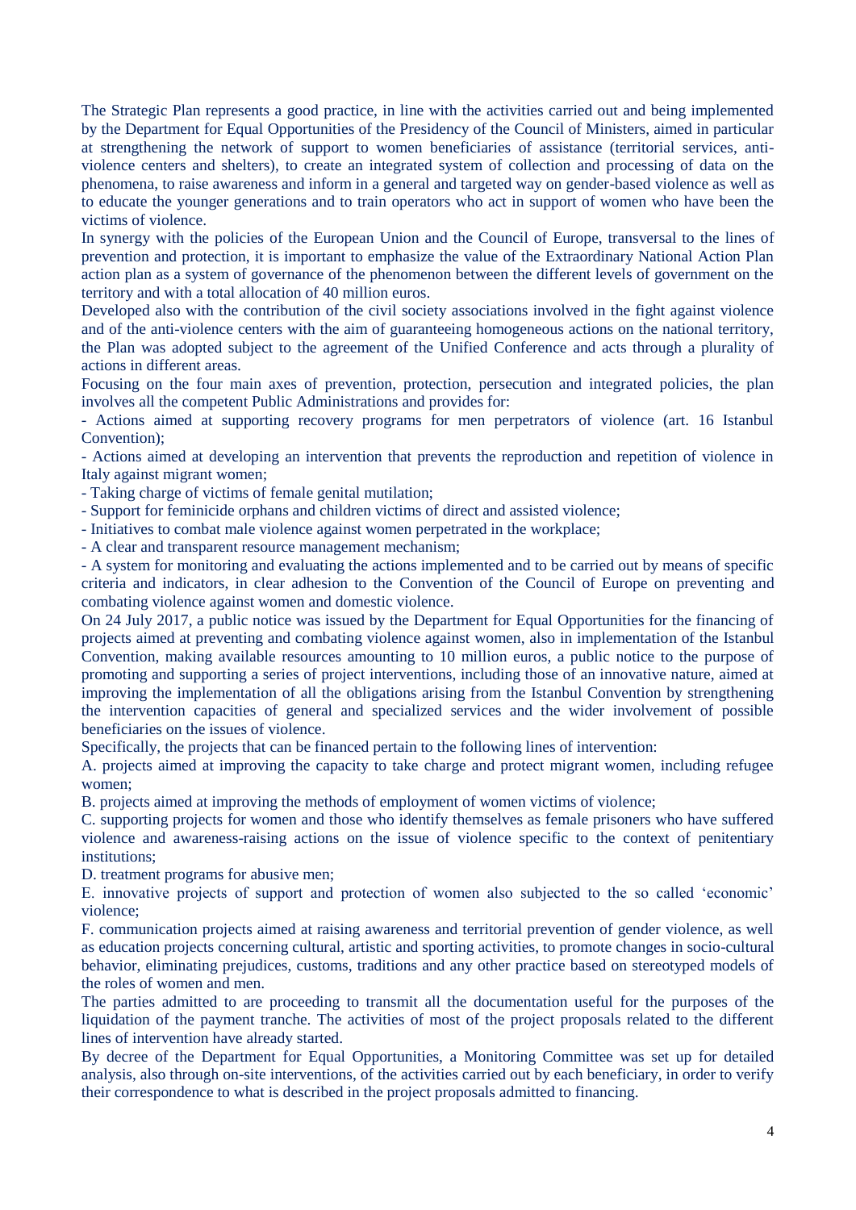The Strategic Plan represents a good practice, in line with the activities carried out and being implemented by the Department for Equal Opportunities of the Presidency of the Council of Ministers, aimed in particular at strengthening the network of support to women beneficiaries of assistance (territorial services, anti-violence centers and shelters), to create an integrated system of collection and processing of data on the phenomena, to raise awareness and inform in a general and targeted way on gender-based violence as well as to educate the younger generations and to train operators who act in support of women who have been the victims of violence.

In synergy with the policies of the European Union and the Council of Europe, transversal to the lines of prevention and protection, it is important to emphasize the value of the Extraordinary National Action Plan action plan as a system of governance of the phenomenon between the different levels of government on the territory and with a total allocation of 40 million euros.

Developed also with the contribution of the civil society associations involved in the fight against violence and of the anti-violence centers with the aim of guaranteeing homogeneous actions on the national territory, the Plan was adopted subject to the agreement of the Unified Conference and acts through a plurality of actions in different areas.

Focusing on the four main axes of prevention, protection, persecution and integrated policies, the plan involves all the competent Public Administrations and provides for:

- Actions aimed at supporting recovery programs for men perpetrators of violence (art. 16 Istanbul Convention);
- Actions aimed at developing an intervention that prevents the reproduction and repetition of violence in Italy against migrant women;
- Taking charge of victims of female genital mutilation;
- Support for feminicide orphans and children victims of direct and assisted violence;
- Initiatives to combat male violence against women perpetrated in the workplace;
- A clear and transparent resource management mechanism;
- A system for monitoring and evaluating the actions implemented and to be carried out by means of specific criteria and indicators, in clear adhesion to the Convention of the Council of Europe on preventing and combating violence against women and domestic violence.

On 24 July 2017, a public notice was issued by the Department for Equal Opportunities for the financing of projects aimed at preventing and combating violence against women, also in implementation of the Istanbul Convention, making available resources amounting to 10 million euros, a public notice to the purpose of promoting and supporting a series of project interventions, including those of an innovative nature, aimed at improving the implementation of all the obligations arising from the Istanbul Convention by strengthening the intervention capacities of general and specialized services and the wider involvement of possible beneficiaries on the issues of violence.

Specifically, the projects that can be financed pertain to the following lines of intervention:

A. projects aimed at improving the capacity to take charge and protect migrant women, including refugee women;

B. projects aimed at improving the methods of employment of women victims of violence;

C. supporting projects for women and those who identify themselves as female prisoners who have suffered violence and awareness-raising actions on the issue of violence specific to the context of penitentiary institutions;

D. treatment programs for abusive men;

E. innovative projects of support and protection of women also subjected to the so called 'economic' violence;

F. communication projects aimed at raising awareness and territorial prevention of gender violence, as well as education projects concerning cultural, artistic and sporting activities, to promote changes in socio-cultural behavior, eliminating prejudices, customs, traditions and any other practice based on stereotyped models of the roles of women and men.

The parties admitted to are proceeding to transmit all the documentation useful for the purposes of the liquidation of the payment tranche. The activities of most of the project proposals related to the different lines of intervention have already started.

By decree of the Department for Equal Opportunities, a Monitoring Committee was set up for detailed analysis, also through on-site interventions, of the activities carried out by each beneficiary, in order to verify their correspondence to what is described in the project proposals admitted to financing.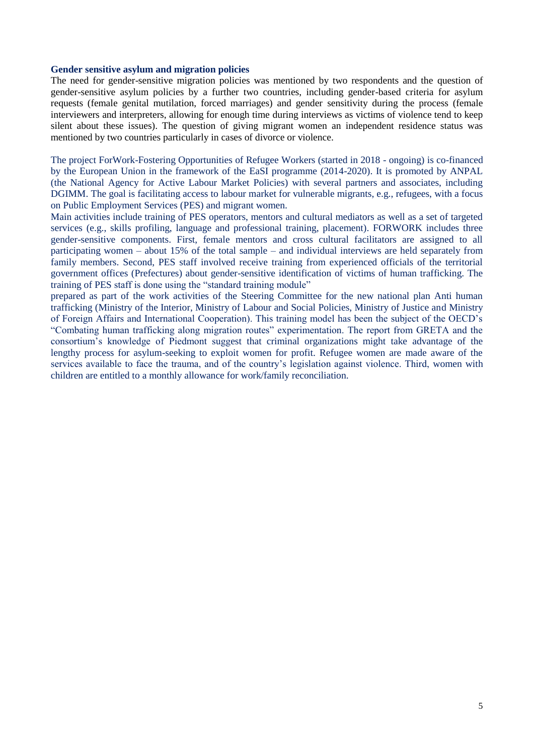**Gender sensitive asylum and migration policies**

The need for gender-sensitive migration policies was mentioned by two respondents and the question of gender-sensitive asylum policies by a further two countries, including gender-based criteria for asylum requests (female genital mutilation, forced marriages) and gender sensitivity during the process (female interviewers and interpreters, allowing for enough time during interviews as victims of violence tend to keep silent about these issues). The question of giving migrant women an independent residence status was mentioned by two countries particularly in cases of divorce or violence.

The project ForWork-Fostering Opportunities of Refugee Workers (started in 2018 - ongoing) is co-financed by the European Union in the framework of the EaSI programme (2014-2020). It is promoted by ANPAL (the National Agency for Active Labour Market Policies) with several partners and associates, including DGIMM. The goal is facilitating access to labour market for vulnerable migrants, e.g., refugees, with a focus on Public Employment Services (PES) and migrant women.

Main activities include training of PES operators, mentors and cultural mediators as well as a set of targeted services (e.g., skills profiling, language and professional training, placement). FORWORK includes three gender-sensitive components. First, female mentors and cross cultural facilitators are assigned to all participating women – about 15% of the total sample – and individual interviews are held separately from family members. Second, PES staff involved receive training from experienced officials of the territorial government offices (Prefectures) about gender-sensitive identification of victims of human trafficking. The training of PES staff is done using the "standard training module" prepared as part of the work activities of the Steering Committee for the new national plan Anti human trafficking (Ministry of the Interior, Ministry of Labour and Social Policies, Ministry of Justice and Ministry of Foreign Affairs and International Cooperation). This training model has been the subject of the OECD's "Combating human trafficking along migration routes" experimentation. The report from GRETA and the consortium's knowledge of Piedmont suggest that criminal organizations might take advantage of the lengthy process for asylum-seeking to exploit women for profit. Refugee women are made aware of the services available to face the trauma, and of the country's legislation against violence. Third, women with children are entitled to a monthly allowance for work/family reconciliation.